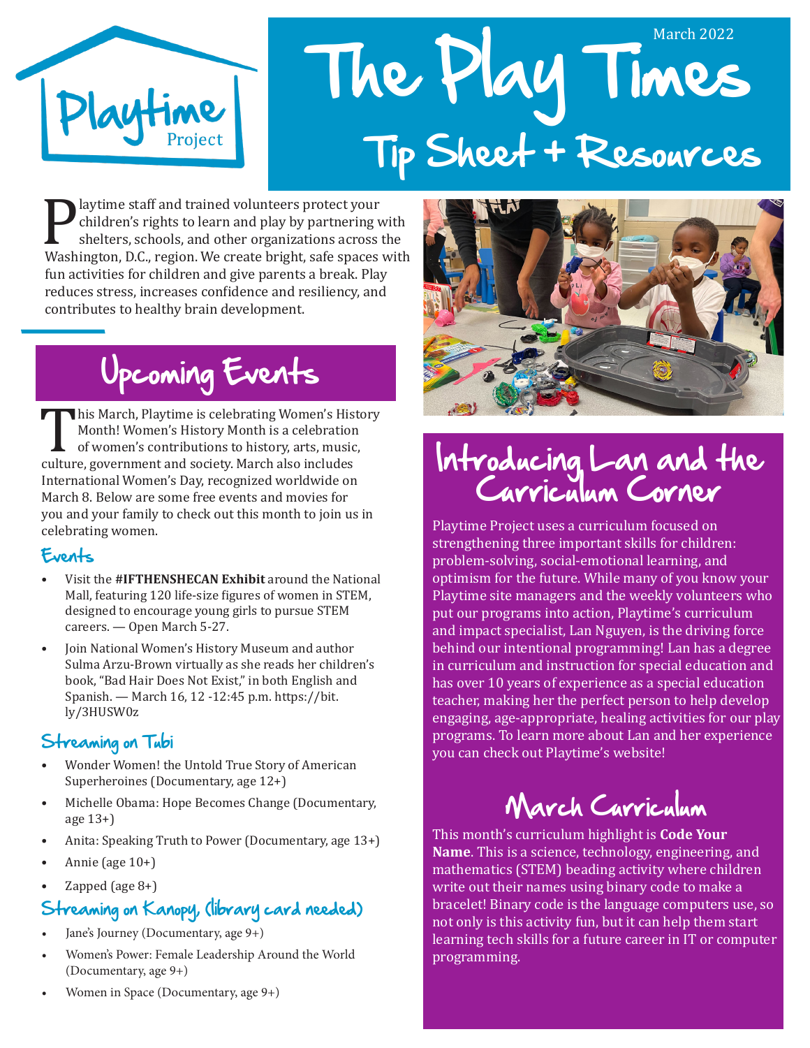# The Play Times

## Tip Sheet + Resources

March 2022

Playtime staff and trained volunteers protect your children's rights to learn and play by partnering with shelters, schools, and other organizations across the Washington, D.C., region. We create bright, safe spaces with fun activities for children and give parents a break. Play reduces stress, increases confidence and resiliency, and contributes to healthy brain development.

## Upcoming Events

This March, Playtime is celebrating Women's History Month! Women's History Month is a celebration of women's contributions to history, arts, music, culture, government and society. March also includes International Women's Day, recognized worldwide on March 8. Below are some free events and movies for you and your family to check out this month to join us in celebrating women.

### Events

- Visit the **#IFTHENSHECAN Exhibit** around the National Mall, featuring 120 life-size figures of women in STEM, designed to encourage young girls to pursue STEM careers. — Open March 5-27.
- Join National Women's History Museum and author Sulma Arzu-Brown virtually as she reads her children's book, "Bad Hair Does Not Exist," in both English and Spanish. — March 16, 12 -12:45 p.m. https://bit.ly/3HUSW0z

### Streaming on Tubi

- Wonder Women! the Untold True Story of American Superheroines (Documentary, age 12+)
- Michelle Obama: Hope Becomes Change (Documentary, age 13+)
- Anita: Speaking Truth to Power (Documentary, age 13+)
- Annie (age 10+)
- Zapped (age 8+)

### Streaming on Kanopy (library card needed)

- Jane's Journey (Documentary, age 9+)
- Women's Power: Female Leadership Around the World (Documentary, age 9+)
- Women in Space (Documentary, age 9+)

## Introducing Lan and the Carriculum Corner

Playtime Project uses a curriculum focused on strengthening three important skills for children: problem-solving, social-emotional learning, and optimism for the future. While many of you know your Playtime site managers and the weekly volunteers who put our programs into action, Playtime's curriculum and impact specialist, Lan Nguyen, is the driving force behind our intentional programming! Lan has a degree in curriculum and instruction for special education and has over 10 years of experience as a special education teacher, making her the perfect person to help develop engaging, age-appropriate, healing activities for our play programs. To learn more about Lan and her experience you can check out Playtime's website!

## March Carriculum

This month's curriculum highlight is **Code Your Name**. This is a science, technology, engineering, and mathematics (STEM) beading activity where children write out their names using binary code to make a bracelet! Binary code is the language computers use, so not only is this activity fun, but it can help them start learning tech skills for a future career in IT or computer programming.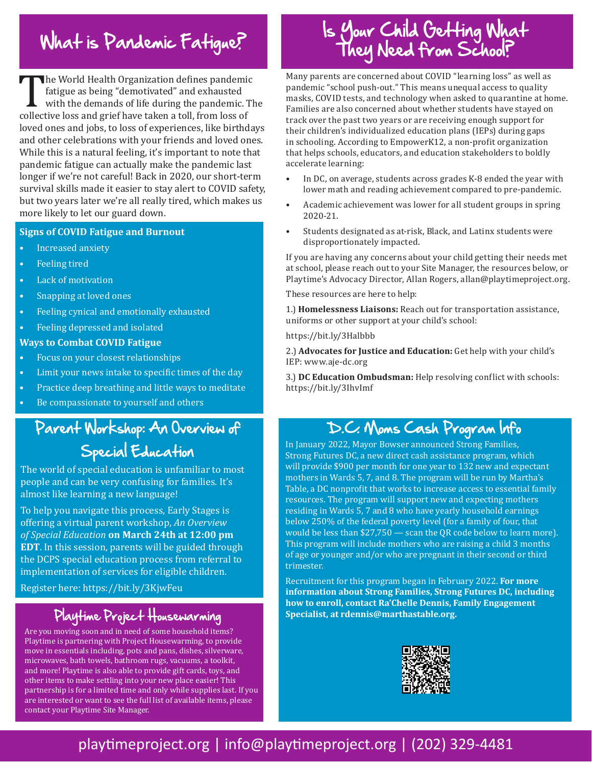## What is Pandemic Fatigue?

The World Health Organization defines pandemic fatigue as being "demotivated" and exhausted with the demands of life during the pandemic. The collective loss and grief have taken a toll, from loss of loved ones and jobs, to loss of experiences, like birthdays and other celebrations with your friends and loved ones. While this is a natural feeling, it's important to note that pandemic fatigue can actually make the pandemic last longer if we're not careful! Back in 2020, our short-term survival skills made it easier to stay alert to COVID safety, but two years later we're all really tired, which makes us more likely to let our guard down.

**Signs of COVID Fatigue and Burnout**

- Increased anxiety
- Feeling tired
- Lack of motivation
- Snapping at loved ones
- Feeling cynical and emotionally exhausted
- Feeling depressed and isolated

**Ways to Combat COVID Fatigue**

- Focus on your closest relationships
- Limit your news intake to specific times of the day
- Practice deep breathing and little ways to meditate
- Be compassionate to yourself and others

## Parent Workshop: An Overview of Special Education

The world of special education is unfamiliar to most people and can be very confusing for families. It's almost like learning a new language!

To help you navigate this process, Early Stages is offering a virtual parent workshop, *An Overview of Special Education* **on March 24th at 12:00 pm EDT**. In this session, parents will be guided through the DCPS special education process from referral to implementation of services for eligible children.

Register here: https://bit.ly/3KjwFeu

## Playtime Project Housewarming

Are you moving soon and in need of some household items? Playtime is partnering with Project Housewarming, to provide move in essentials including, pots and pans, dishes, silverware, microwaves, bath towels, bathroom rugs, vacuums, a toolkit, and more! Playtime is also able to provide gift cards, toys, and other items to make settling into your new place easier! This partnership is for a limited time and only while supplies last. If you are interested or want to see the full list of available items, please contact your Playtime Site Manager.

## Is Your Child Getting What They Need from School?

Many parents are concerned about COVID "learning loss" as well as pandemic "school push-out." This means unequal access to quality masks, COVID tests, and technology when asked to quarantine at home. Families are also concerned about whether students have stayed on track over the past two years or are receiving enough support for their children's individualized education plans (IEPs) during gaps in schooling. According to EmpowerK12, a non-profit organization that helps schools, educators, and education stakeholders to boldly accelerate learning:

- In DC, on average, students across grades K-8 ended the year with lower math and reading achievement compared to pre-pandemic.
- Academic achievement was lower for all student groups in spring 2020-21.
- Students designated as at-risk, Black, and Latinx students were disproportionately impacted.

If you are having any concerns about your child getting their needs met at school, please reach out to your Site Manager, the resources below, or Playtime's Advocacy Director, Allan Rogers, allan@playtimeproject.org.

These resources are here to help:

1.) **Homelessness Liaisons:** Reach out for transportation assistance, uniforms or other support at your child's school:

https://bit.ly/3Halbbb

2.) **Advocates for Justice and Education:** Get help with your child's IEP: www.aje-dc.org

3.) **DC Education Ombudsman:** Help resolving conflict with schools: https://bit.ly/3IhvImf

## D.C. Moms Cash Program Info

In January 2022, Mayor Bowser announced Strong Families, Strong Futures DC, a new direct cash assistance program, which will provide $900 per month for one year to 132 new and expectant mothers in Wards 5, 7, and 8. The program will be run by Martha's Table, a DC nonprofit that works to increase access to essential family resources. The program will support new and expecting mothers residing in Wards 5, 7 and 8 who have yearly household earnings below 250% of the federal poverty level (for a family of four, that would be less than $27,750 — scan the QR code below to learn more). This program will include mothers who are raising a child 3 months of age or younger and/or who are pregnant in their second or third trimester.

Recruitment for this program began in February 2022. **For more information about Strong Families, Strong Futures DC, including how to enroll, contact Ra'Chelle Dennis, Family Engagement Specialist, at rdennis@marthastable.org.**

playtimeproject.org | info@playtimeproject.org | (202) 329-4481